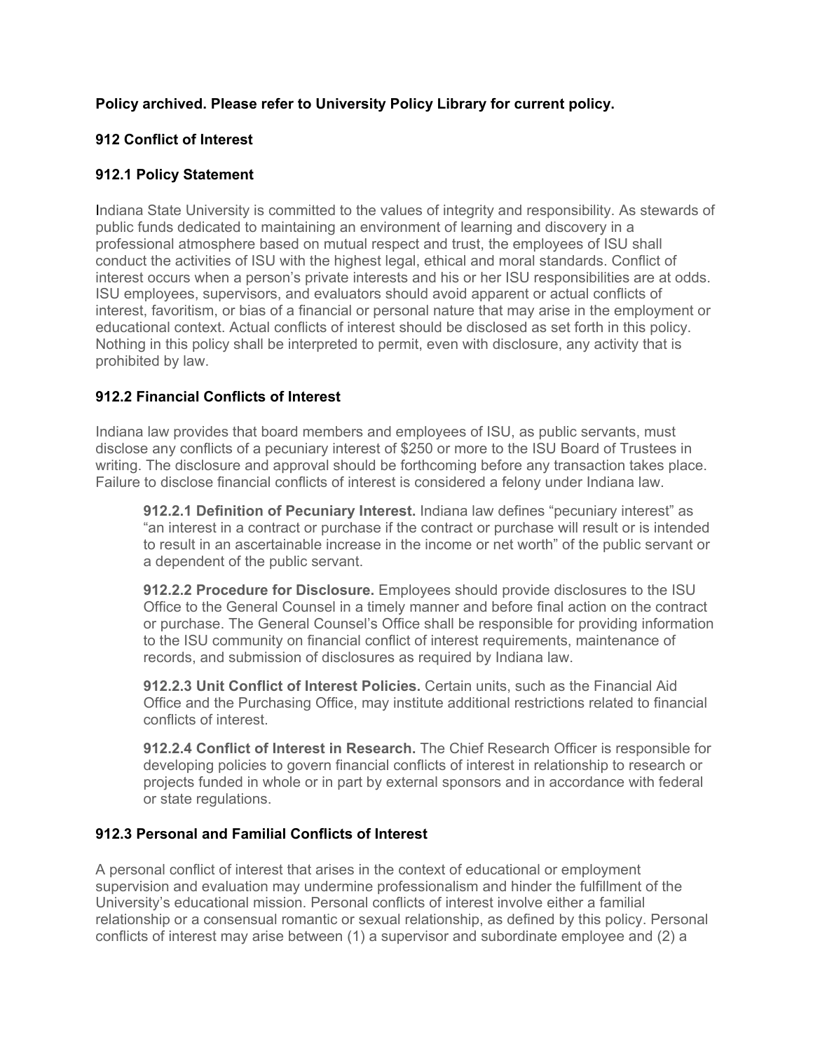**Policy archived. Please refer to University Policy Library for current policy.**

## 912 Conflict of Interest

### 912.1 Policy Statement

Indiana State University is committed to the values of integrity and responsibility. As stewards of public funds dedicated to maintaining an environment of learning and discovery in a professional atmosphere based on mutual respect and trust, the employees of ISU shall conduct the activities of ISU with the highest legal, ethical and moral standards. Conflict of interest occurs when a person's private interests and his or her ISU responsibilities are at odds. ISU employees, supervisors, and evaluators should avoid apparent or actual conflicts of interest, favoritism, or bias of a financial or personal nature that may arise in the employment or educational context. Actual conflicts of interest should be disclosed as set forth in this policy. Nothing in this policy shall be interpreted to permit, even with disclosure, any activity that is prohibited by law.

### 912.2 Financial Conflicts of Interest

Indiana law provides that board members and employees of ISU, as public servants, must disclose any conflicts of a pecuniary interest of $250 or more to the ISU Board of Trustees in writing. The disclosure and approval should be forthcoming before any transaction takes place. Failure to disclose financial conflicts of interest is considered a felony under Indiana law.

> **912.2.1 Definition of Pecuniary Interest.** Indiana law defines "pecuniary interest" as "an interest in a contract or purchase if the contract or purchase will result or is intended to result in an ascertainable increase in the income or net worth" of the public servant or a dependent of the public servant.
>
> **912.2.2 Procedure for Disclosure.** Employees should provide disclosures to the ISU Office to the General Counsel in a timely manner and before final action on the contract or purchase. The General Counsel's Office shall be responsible for providing information to the ISU community on financial conflict of interest requirements, maintenance of records, and submission of disclosures as required by Indiana law.
>
> **912.2.3 Unit Conflict of Interest Policies.** Certain units, such as the Financial Aid Office and the Purchasing Office, may institute additional restrictions related to financial conflicts of interest.
>
> **912.2.4 Conflict of Interest in Research.** The Chief Research Officer is responsible for developing policies to govern financial conflicts of interest in relationship to research or projects funded in whole or in part by external sponsors and in accordance with federal or state regulations.

### 912.3 Personal and Familial Conflicts of Interest

A personal conflict of interest that arises in the context of educational or employment supervision and evaluation may undermine professionalism and hinder the fulfillment of the University's educational mission. Personal conflicts of interest involve either a familial relationship or a consensual romantic or sexual relationship, as defined by this policy. Personal conflicts of interest may arise between (1) a supervisor and subordinate employee and (2) a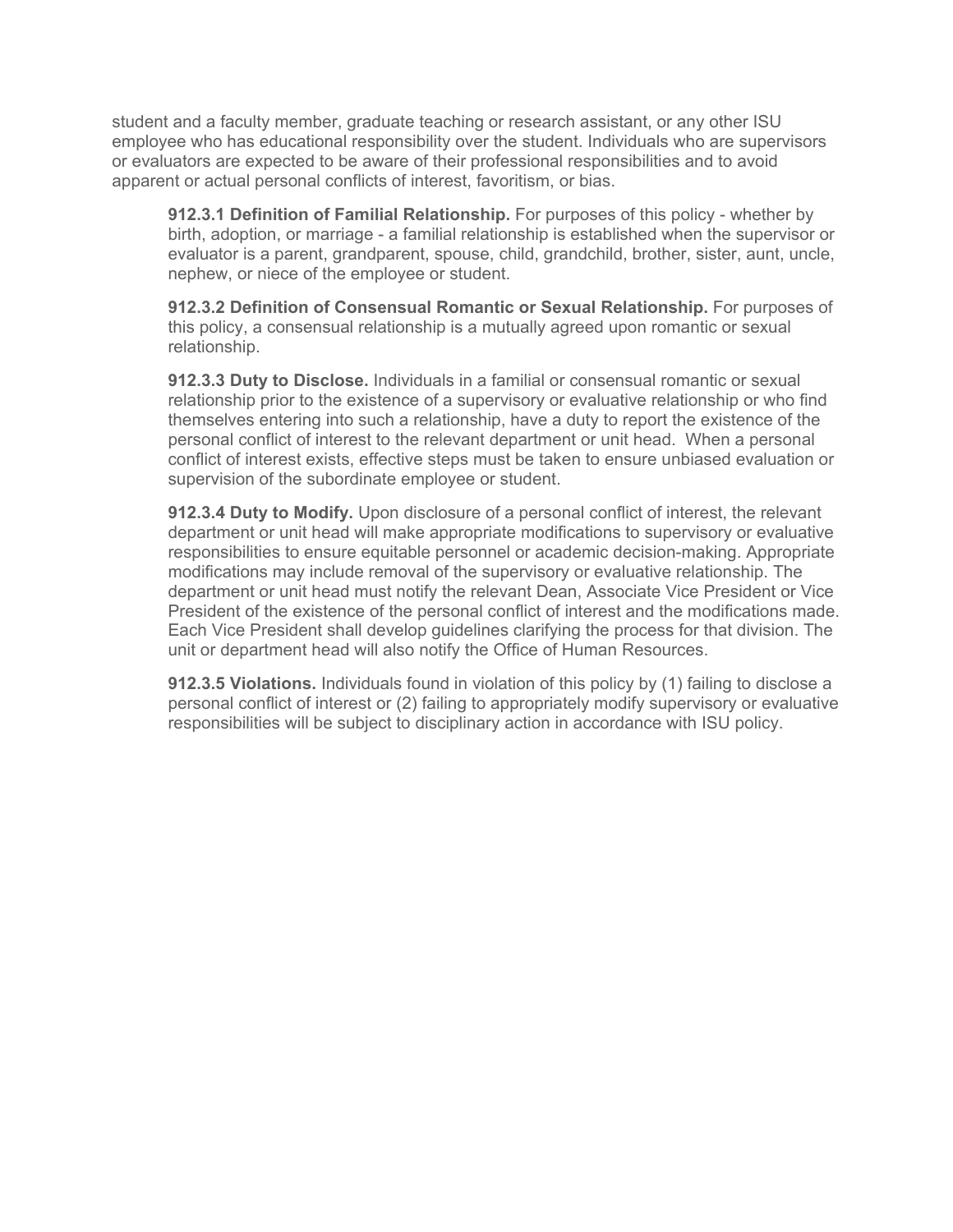student and a faculty member, graduate teaching or research assistant, or any other ISU employee who has educational responsibility over the student. Individuals who are supervisors or evaluators are expected to be aware of their professional responsibilities and to avoid apparent or actual personal conflicts of interest, favoritism, or bias.

**912.3.1 Definition of Familial Relationship.** For purposes of this policy - whether by birth, adoption, or marriage - a familial relationship is established when the supervisor or evaluator is a parent, grandparent, spouse, child, grandchild, brother, sister, aunt, uncle, nephew, or niece of the employee or student.

**912.3.2 Definition of Consensual Romantic or Sexual Relationship.** For purposes of this policy, a consensual relationship is a mutually agreed upon romantic or sexual relationship.

**912.3.3 Duty to Disclose.** Individuals in a familial or consensual romantic or sexual relationship prior to the existence of a supervisory or evaluative relationship or who find themselves entering into such a relationship, have a duty to report the existence of the personal conflict of interest to the relevant department or unit head. When a personal conflict of interest exists, effective steps must be taken to ensure unbiased evaluation or supervision of the subordinate employee or student.

**912.3.4 Duty to Modify.** Upon disclosure of a personal conflict of interest, the relevant department or unit head will make appropriate modifications to supervisory or evaluative responsibilities to ensure equitable personnel or academic decision-making. Appropriate modifications may include removal of the supervisory or evaluative relationship. The department or unit head must notify the relevant Dean, Associate Vice President or Vice President of the existence of the personal conflict of interest and the modifications made. Each Vice President shall develop guidelines clarifying the process for that division. The unit or department head will also notify the Office of Human Resources.

**912.3.5 Violations.** Individuals found in violation of this policy by (1) failing to disclose a personal conflict of interest or (2) failing to appropriately modify supervisory or evaluative responsibilities will be subject to disciplinary action in accordance with ISU policy.